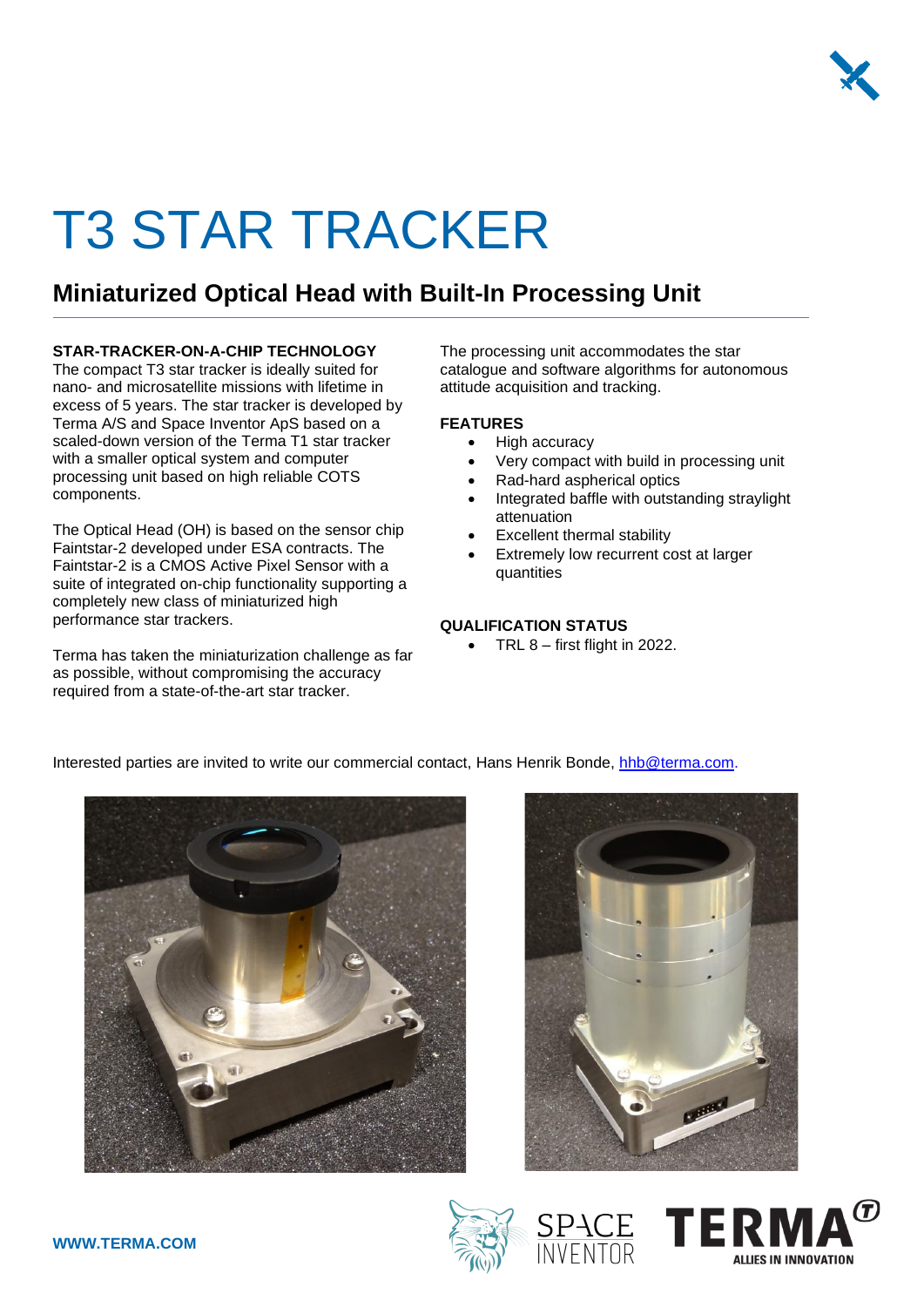# T3 STAR TRACKER

## Miniaturized Optical Head with Built-In Processing Unit

**STAR-TRACKER-ON-A-CHIP TECHNOLOGY**

The compact T3 star tracker is ideally suited for nano- and microsatellite missions with lifetime in excess of 5 years. The star tracker is developed by Terma A/S and Space Inventor ApS based on a scaled-down version of the Terma T1 star tracker with a smaller optical system and computer processing unit based on high reliable COTS components.

The Optical Head (OH) is based on the sensor chip Faintstar-2 developed under ESA contracts. The Faintstar-2 is a CMOS Active Pixel Sensor with a suite of integrated on-chip functionality supporting a completely new class of miniaturized high performance star trackers.

Terma has taken the miniaturization challenge as far as possible, without compromising the accuracy required from a state-of-the-art star tracker.

The processing unit accommodates the star catalogue and software algorithms for autonomous attitude acquisition and tracking.

**FEATURES**

- High accuracy
- Very compact with build in processing unit
- Rad-hard aspherical optics
- Integrated baffle with outstanding straylight attenuation
- Excellent thermal stability
- Extremely low recurrent cost at larger quantities

**QUALIFICATION STATUS**

- TRL 8 – first flight in 2022.

Interested parties are invited to write our commercial contact, Hans Henrik Bonde, hhb@terma.com.

**WWW.TERMA.COM**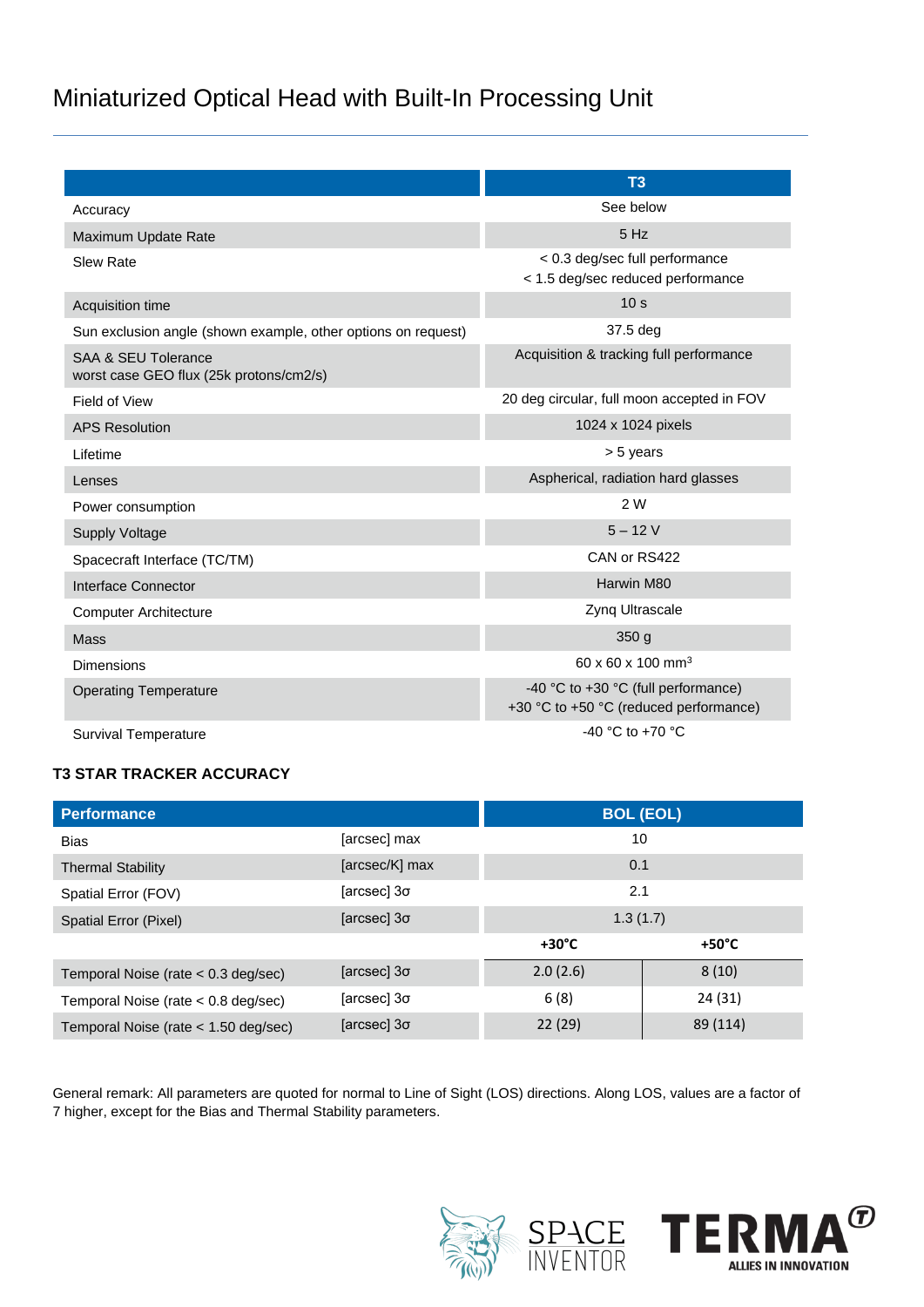# Miniaturized Optical Head with Built-In Processing Unit

| | T3 |
|---|---|
| Accuracy | See below |
| Maximum Update Rate | 5 Hz |
| Slew Rate | < 0.3 deg/sec full performance<br>< 1.5 deg/sec reduced performance |
| Acquisition time | 10 s |
| Sun exclusion angle (shown example, other options on request) | 37.5 deg |
| SAA & SEU Tolerance<br>worst case GEO flux (25k protons/cm2/s) | Acquisition & tracking full performance |
| Field of View | 20 deg circular, full moon accepted in FOV |
| APS Resolution | 1024 x 1024 pixels |
| Lifetime | > 5 years |
| Lenses | Aspherical, radiation hard glasses |
| Power consumption | 2 W |
| Supply Voltage | 5 – 12 V |
| Spacecraft Interface (TC/TM) | CAN or RS422 |
| Interface Connector | Harwin M80 |
| Computer Architecture | Zynq Ultrascale |
| Mass | 350 g |
| Dimensions | 60 x 60 x 100 mm$^3$ |
| Operating Temperature | -40 °C to +30 °C (full performance)<br>+30 °C to +50 °C (reduced performance) |
| Survival Temperature | -40 °C to +70 °C |

### T3 STAR TRACKER ACCURACY

| **Performance** | | **BOL (EOL)** | |
|---|---|---|---|
| Bias | [arcsec] max | 10 | |
| Thermal Stability | [arcsec/K] max | 0.1 | |
| Spatial Error (FOV) | [arcsec] 3σ | 2.1 | |
| Spatial Error (Pixel) | [arcsec] 3σ | 1.3 (1.7) | |
| | | **+30°C** | **+50°C** |
| Temporal Noise (rate < 0.3 deg/sec) | [arcsec] 3σ | 2.0 (2.6) | 8 (10) |
| Temporal Noise (rate < 0.8 deg/sec) | [arcsec] 3σ | 6 (8) | 24 (31) |
| Temporal Noise (rate < 1.50 deg/sec) | [arcsec] 3σ | 22 (29) | 89 (114) |

General remark: All parameters are quoted for normal to Line of Sight (LOS) directions. Along LOS, values are a factor of 7 higher, except for the Bias and Thermal Stability parameters.

SPACE INVENTOR

TERMA ALLIES IN INNOVATION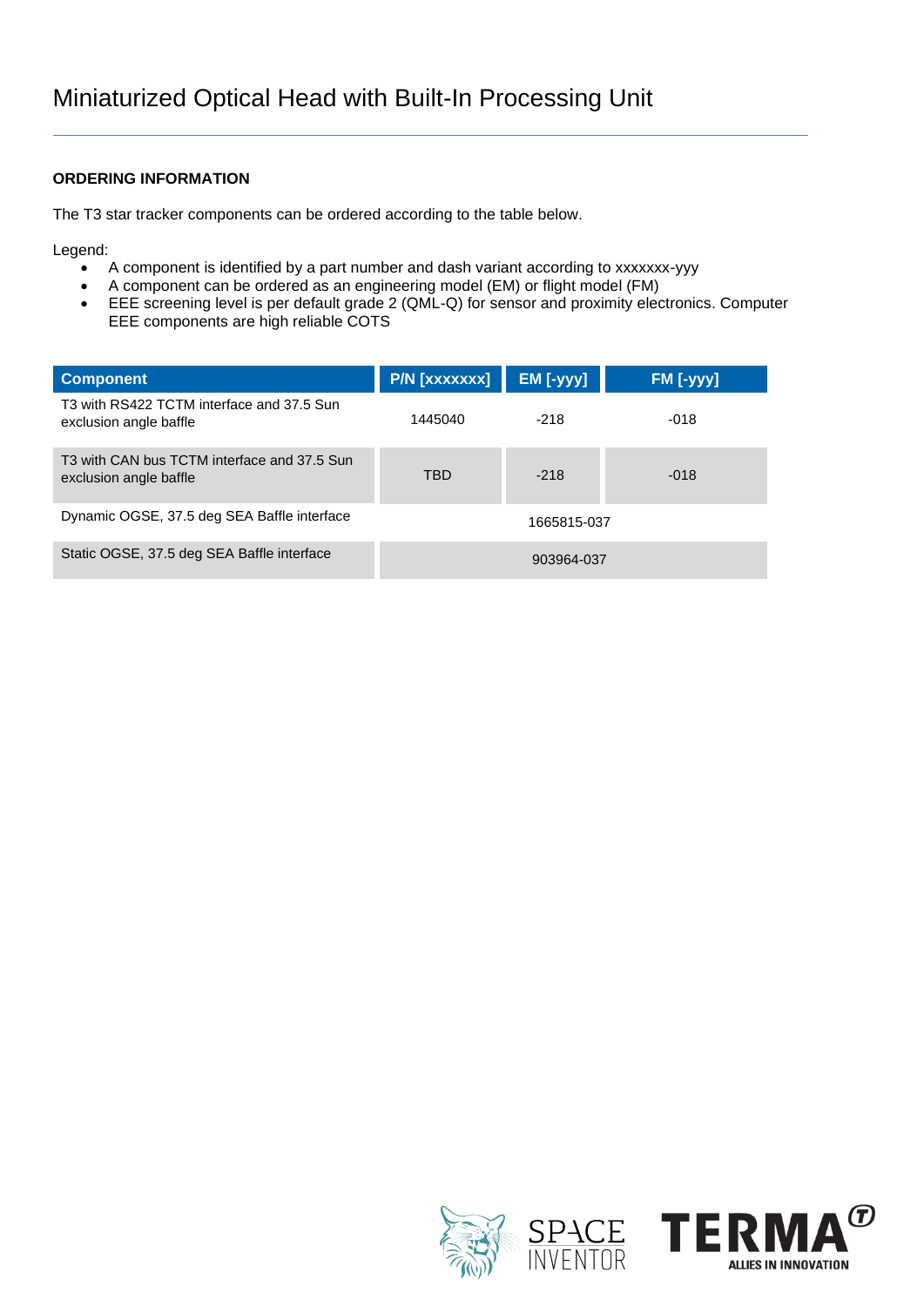# Miniaturized Optical Head with Built-In Processing Unit

## ORDERING INFORMATION

The T3 star tracker components can be ordered according to the table below.

Legend:

- A component is identified by a part number and dash variant according to xxxxxxx-yyy
- A component can be ordered as an engineering model (EM) or flight model (FM)
- EEE screening level is per default grade 2 (QML-Q) for sensor and proximity electronics. Computer EEE components are high reliable COTS

| Component | P/N [xxxxxxx] | EM [-yyy] | FM [-yyy] |
|---|---|---|---|
| T3 with RS422 TCTM interface and 37.5 Sun exclusion angle baffle | 1445040 | -218 | -018 |
| T3 with CAN bus TCTM interface and 37.5 Sun exclusion angle baffle | TBD | -218 | -018 |
| Dynamic OGSE, 37.5 deg SEA Baffle interface | 1665815-037 | | |
| Static OGSE, 37.5 deg SEA Baffle interface | 903964-037 | | |

SPACE INVENTOR

TERMA
ALLIES IN INNOVATION